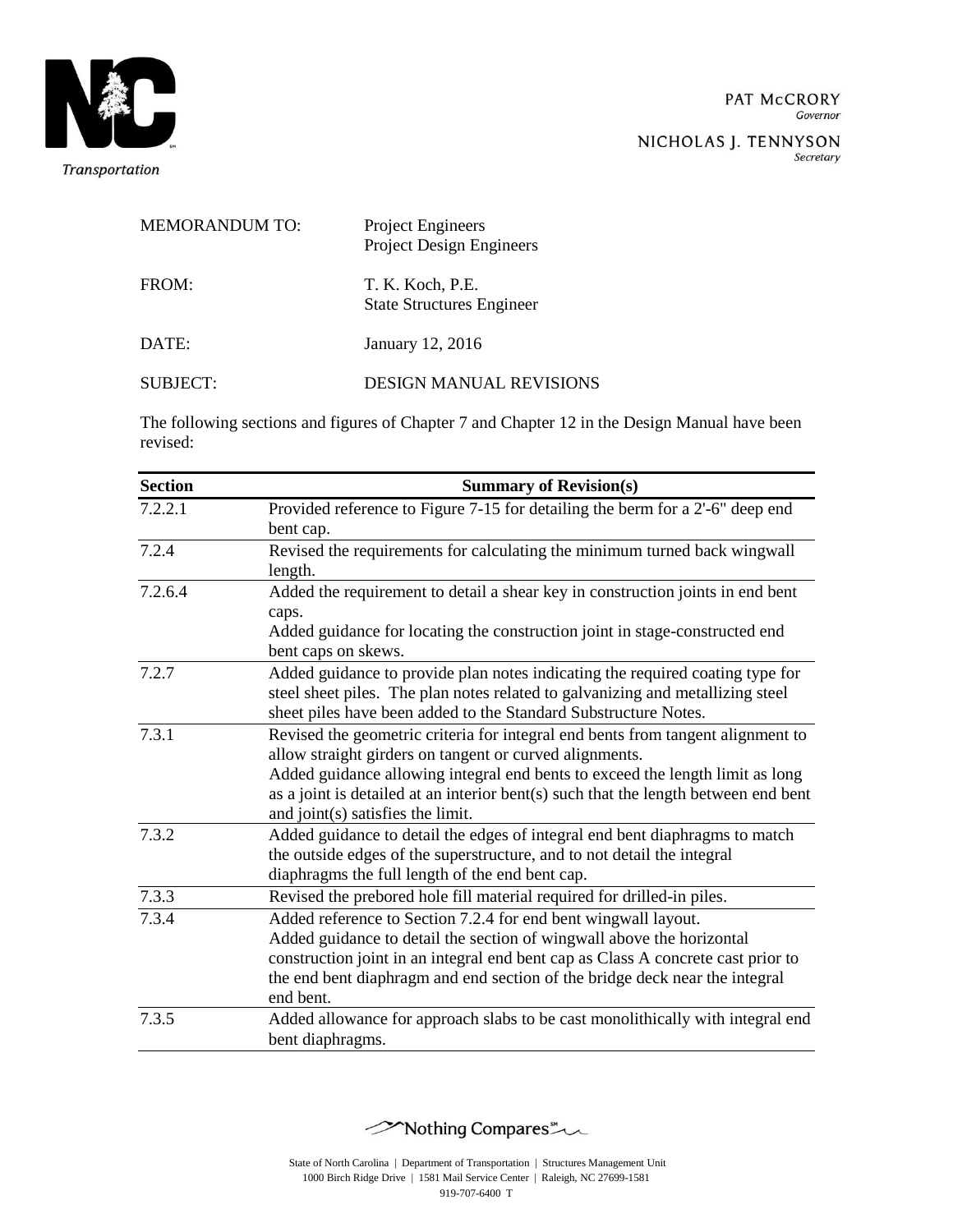Transportation

PAT McCRORY
*Governor*

NICHOLAS J. TENNYSON
*Secretary*

MEMORANDUM TO: Project Engineers
Project Design Engineers

FROM: T. K. Koch, P.E.
State Structures Engineer

DATE: January 12, 2016

SUBJECT: DESIGN MANUAL REVISIONS

The following sections and figures of Chapter 7 and Chapter 12 in the Design Manual have been revised:

| Section | Summary of Revision(s) |
|---|---|
| 7.2.2.1 | Provided reference to Figure 7-15 for detailing the berm for a 2'-6" deep end bent cap. |
| 7.2.4 | Revised the requirements for calculating the minimum turned back wingwall length. |
| 7.2.6.4 | Added the requirement to detail a shear key in construction joints in end bent caps.<br>Added guidance for locating the construction joint in stage-constructed end bent caps on skews. |
| 7.2.7 | Added guidance to provide plan notes indicating the required coating type for steel sheet piles. The plan notes related to galvanizing and metallizing steel sheet piles have been added to the Standard Substructure Notes. |
| 7.3.1 | Revised the geometric criteria for integral end bents from tangent alignment to allow straight girders on tangent or curved alignments.<br>Added guidance allowing integral end bents to exceed the length limit as long as a joint is detailed at an interior bent(s) such that the length between end bent and joint(s) satisfies the limit. |
| 7.3.2 | Added guidance to detail the edges of integral end bent diaphragms to match the outside edges of the superstructure, and to not detail the integral diaphragms the full length of the end bent cap. |
| 7.3.3 | Revised the prebored hole fill material required for drilled-in piles. |
| 7.3.4 | Added reference to Section 7.2.4 for end bent wingwall layout.<br>Added guidance to detail the section of wingwall above the horizontal construction joint in an integral end bent cap as Class A concrete cast prior to the end bent diaphragm and end section of the bridge deck near the integral end bent. |
| 7.3.5 | Added allowance for approach slabs to be cast monolithically with integral end bent diaphragms. |

Nothing Compares℠

State of North Carolina | Department of Transportation | Structures Management Unit
1000 Birch Ridge Drive | 1581 Mail Service Center | Raleigh, NC 27699-1581
919-707-6400 T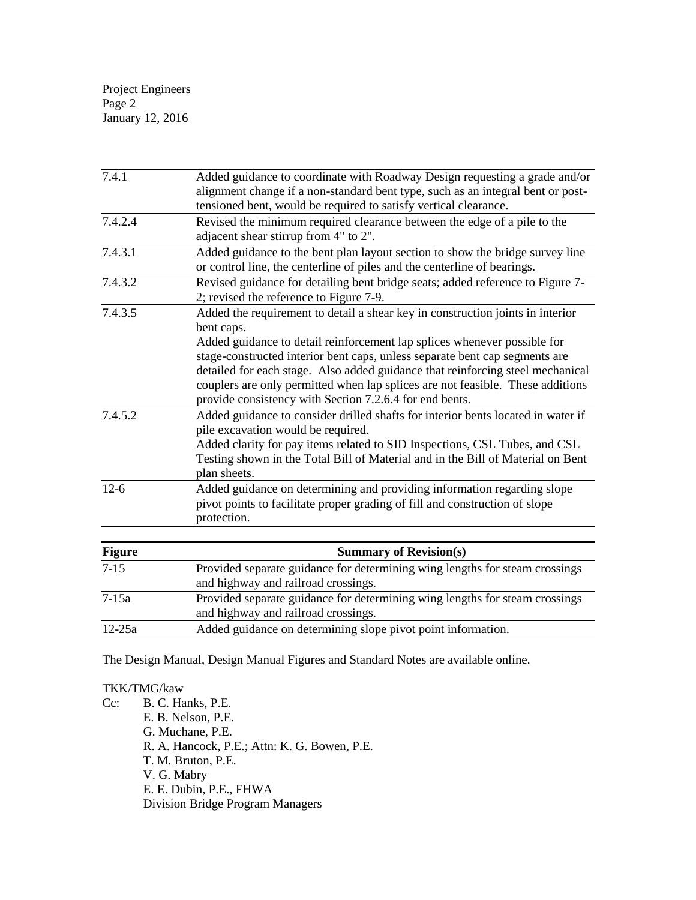Project Engineers
Page 2
January 12, 2016

| | |
|---|---|
| 7.4.1 | Added guidance to coordinate with Roadway Design requesting a grade and/or alignment change if a non-standard bent type, such as an integral bent or post-tensioned bent, would be required to satisfy vertical clearance. |
| 7.4.2.4 | Revised the minimum required clearance between the edge of a pile to the adjacent shear stirrup from 4" to 2". |
| 7.4.3.1 | Added guidance to the bent plan layout section to show the bridge survey line or control line, the centerline of piles and the centerline of bearings. |
| 7.4.3.2 | Revised guidance for detailing bent bridge seats; added reference to Figure 7-2; revised the reference to Figure 7-9. |
| 7.4.3.5 | Added the requirement to detail a shear key in construction joints in interior bent caps.<br>Added guidance to detail reinforcement lap splices whenever possible for stage-constructed interior bent caps, unless separate bent cap segments are detailed for each stage. Also added guidance that reinforcing steel mechanical couplers are only permitted when lap splices are not feasible. These additions provide consistency with Section 7.2.6.4 for end bents. |
| 7.4.5.2 | Added guidance to consider drilled shafts for interior bents located in water if pile excavation would be required.<br>Added clarity for pay items related to SID Inspections, CSL Tubes, and CSL Testing shown in the Total Bill of Material and in the Bill of Material on Bent plan sheets. |
| 12-6 | Added guidance on determining and providing information regarding slope pivot points to facilitate proper grading of fill and construction of slope protection. |

| **Figure** | **Summary of Revision(s)** |
|---|---|
| 7-15 | Provided separate guidance for determining wing lengths for steam crossings and highway and railroad crossings. |
| 7-15a | Provided separate guidance for determining wing lengths for steam crossings and highway and railroad crossings. |
| 12-25a | Added guidance on determining slope pivot point information. |

The Design Manual, Design Manual Figures and Standard Notes are available online.

TKK/TMG/kaw

Cc: B. C. Hanks, P.E.
E. B. Nelson, P.E.
G. Muchane, P.E.
R. A. Hancock, P.E.; Attn: K. G. Bowen, P.E.
T. M. Bruton, P.E.
V. G. Mabry
E. E. Dubin, P.E., FHWA
Division Bridge Program Managers